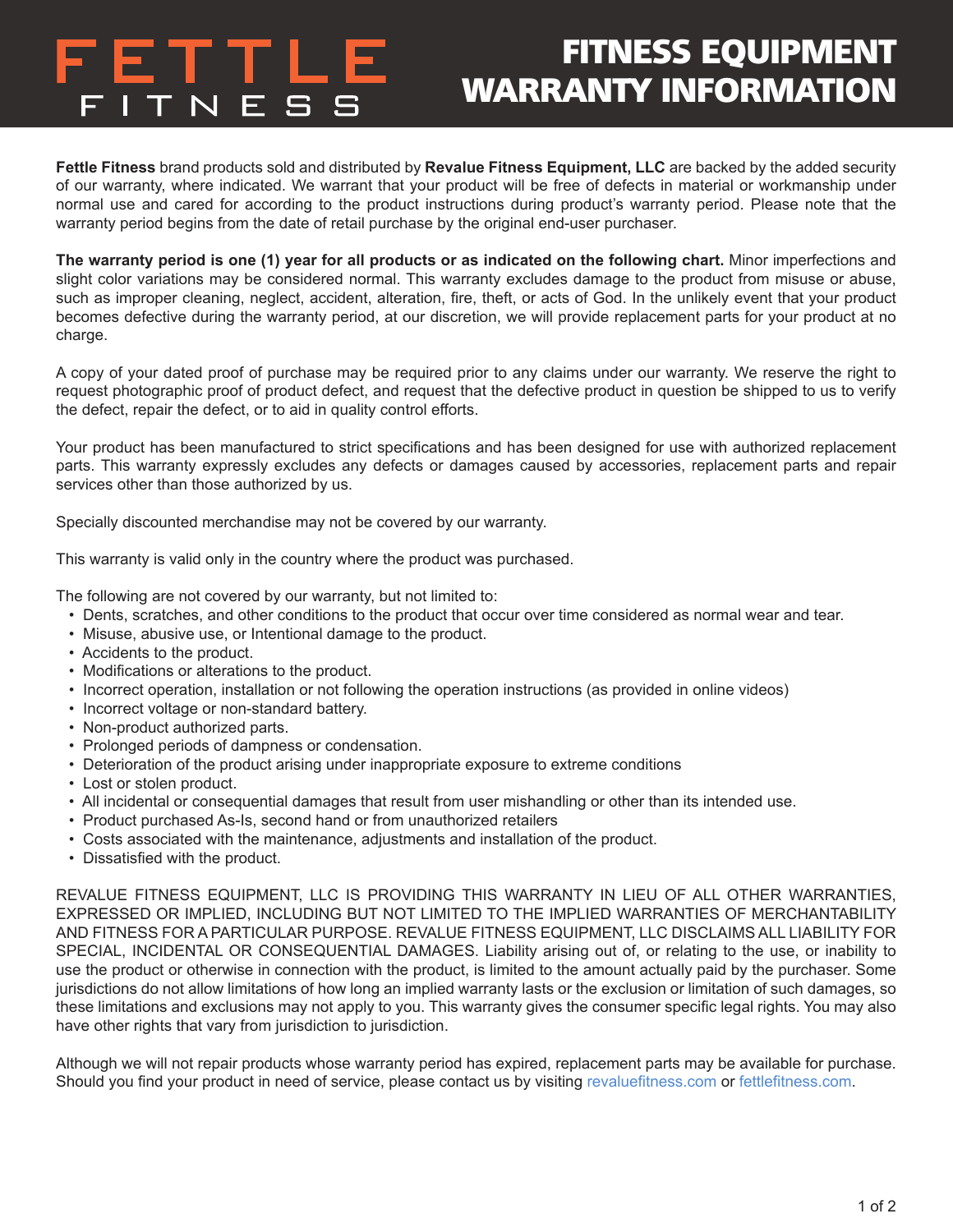# FETTLE FITNESS

# FITNESS EQUIPMENT WARRANTY INFORMATION

**Fettle Fitness** brand products sold and distributed by **Revalue Fitness Equipment, LLC** are backed by the added security of our warranty, where indicated. We warrant that your product will be free of defects in material or workmanship under normal use and cared for according to the product instructions during product's warranty period. Please note that the warranty period begins from the date of retail purchase by the original end-user purchaser.

**The warranty period is one (1) year for all products or as indicated on the following chart.** Minor imperfections and slight color variations may be considered normal. This warranty excludes damage to the product from misuse or abuse, such as improper cleaning, neglect, accident, alteration, fire, theft, or acts of God. In the unlikely event that your product becomes defective during the warranty period, at our discretion, we will provide replacement parts for your product at no charge.

A copy of your dated proof of purchase may be required prior to any claims under our warranty. We reserve the right to request photographic proof of product defect, and request that the defective product in question be shipped to us to verify the defect, repair the defect, or to aid in quality control efforts.

Your product has been manufactured to strict specifications and has been designed for use with authorized replacement parts. This warranty expressly excludes any defects or damages caused by accessories, replacement parts and repair services other than those authorized by us.

Specially discounted merchandise may not be covered by our warranty.

This warranty is valid only in the country where the product was purchased.

The following are not covered by our warranty, but not limited to:

- Dents, scratches, and other conditions to the product that occur over time considered as normal wear and tear.
- Misuse, abusive use, or Intentional damage to the product.
- Accidents to the product.
- Modifications or alterations to the product.
- Incorrect operation, installation or not following the operation instructions (as provided in online videos)
- Incorrect voltage or non-standard battery.
- Non-product authorized parts.
- Prolonged periods of dampness or condensation.
- Deterioration of the product arising under inappropriate exposure to extreme conditions
- Lost or stolen product.
- All incidental or consequential damages that result from user mishandling or other than its intended use.
- Product purchased As-Is, second hand or from unauthorized retailers
- Costs associated with the maintenance, adjustments and installation of the product.
- Dissatisfied with the product.

REVALUE FITNESS EQUIPMENT, LLC IS PROVIDING THIS WARRANTY IN LIEU OF ALL OTHER WARRANTIES, EXPRESSED OR IMPLIED, INCLUDING BUT NOT LIMITED TO THE IMPLIED WARRANTIES OF MERCHANTABILITY AND FITNESS FOR A PARTICULAR PURPOSE. REVALUE FITNESS EQUIPMENT, LLC DISCLAIMS ALL LIABILITY FOR SPECIAL, INCIDENTAL OR CONSEQUENTIAL DAMAGES. Liability arising out of, or relating to the use, or inability to use the product or otherwise in connection with the product, is limited to the amount actually paid by the purchaser. Some jurisdictions do not allow limitations of how long an implied warranty lasts or the exclusion or limitation of such damages, so these limitations and exclusions may not apply to you. This warranty gives the consumer specific legal rights. You may also have other rights that vary from jurisdiction to jurisdiction.

Although we will not repair products whose warranty period has expired, replacement parts may be available for purchase. Should you find your product in need of service, please contact us by visiting revaluefitness.com or fettlefitness.com.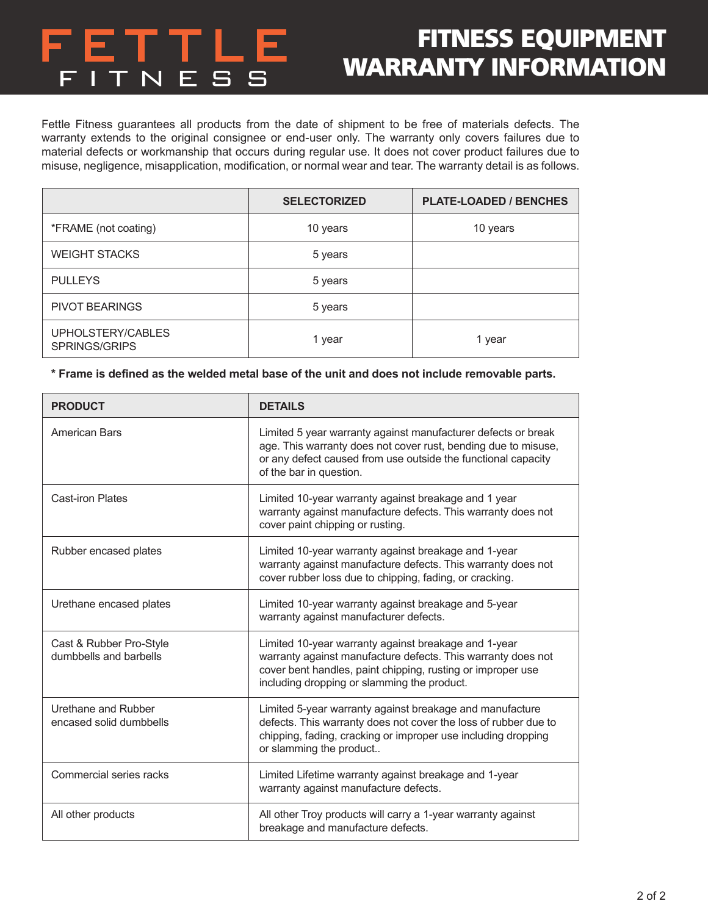# FETTLE FITNESS

# FITNESS EQUIPMENT WARRANTY INFORMATION

Fettle Fitness guarantees all products from the date of shipment to be free of materials defects. The warranty extends to the original consignee or end-user only. The warranty only covers failures due to material defects or workmanship that occurs during regular use. It does not cover product failures due to misuse, negligence, misapplication, modification, or normal wear and tear. The warranty detail is as follows.

| | SELECTORIZED | PLATE-LOADED / BENCHES |
|---|---|---|
| *FRAME (not coating) | 10 years | 10 years |
| WEIGHT STACKS | 5 years | |
| PULLEYS | 5 years | |
| PIVOT BEARINGS | 5 years | |
| UPHOLSTERY/CABLES SPRINGS/GRIPS | 1 year | 1 year |

**\* Frame is defined as the welded metal base of the unit and does not include removable parts.**

| PRODUCT | DETAILS |
|---|---|
| American Bars | Limited 5 year warranty against manufacturer defects or break age. This warranty does not cover rust, bending due to misuse, or any defect caused from use outside the functional capacity of the bar in question. |
| Cast-iron Plates | Limited 10-year warranty against breakage and 1 year warranty against manufacture defects. This warranty does not cover paint chipping or rusting. |
| Rubber encased plates | Limited 10-year warranty against breakage and 1-year warranty against manufacture defects. This warranty does not cover rubber loss due to chipping, fading, or cracking. |
| Urethane encased plates | Limited 10-year warranty against breakage and 5-year warranty against manufacturer defects. |
| Cast & Rubber Pro-Style dumbbells and barbells | Limited 10-year warranty against breakage and 1-year warranty against manufacture defects. This warranty does not cover bent handles, paint chipping, rusting or improper use including dropping or slamming the product. |
| Urethane and Rubber encased solid dumbbells | Limited 5-year warranty against breakage and manufacture defects. This warranty does not cover the loss of rubber due to chipping, fading, cracking or improper use including dropping or slamming the product.. |
| Commercial series racks | Limited Lifetime warranty against breakage and 1-year warranty against manufacture defects. |
| All other products | All other Troy products will carry a 1-year warranty against breakage and manufacture defects. |